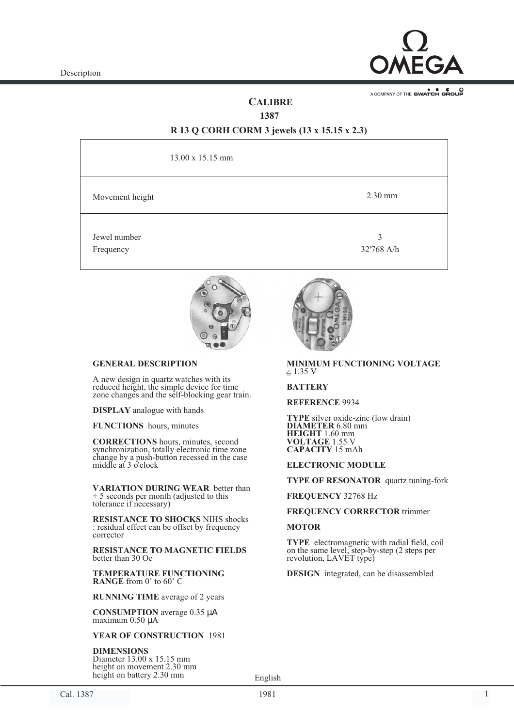Description

# CALIBRE

## 1387

### R 13 Q CORH CORM 3 jewels (13 x 15.15 x 2.3)

| 13.00 x 15.15 mm | |
|---|---|
| Movement height | 2.30 mm |
| Jewel number<br>Frequency | 3<br>32'768 A/h |

**GENERAL DESCRIPTION**

A new design in quartz watches with its reduced height, the simple device for time zone changes and the self-blocking gear train.

**DISPLAY** analogue with hands

**FUNCTIONS** hours, minutes

**CORRECTIONS** hours, minutes, second synchronization, totally electronic time zone change by a push-button recessed in the case middle at 3 o'clock

**VARIATION DURING WEAR** better than ± 5 seconds per month (adjusted to this tolerance if necessary)

**RESISTANCE TO SHOCKS** NIHS shocks : residual effect can be offset by frequency corrector

**RESISTANCE TO MAGNETIC FIELDS** better than 30 Oe

**TEMPERATURE FUNCTIONING RANGE** from 0° to 60° C

**RUNNING TIME** average of 2 years

**CONSUMPTION** average 0.35 µA maximum 0.50 µA

**YEAR OF CONSTRUCTION** 1981

**DIMENSIONS**
Diameter 13.00 x 15.15 mm
height on movement 2.30 mm
height on battery 2.30 mm

**MINIMUM FUNCTIONING VOLTAGE** ≤ 1.35 V

**BATTERY**

**REFERENCE** 9934

**TYPE** silver oxide-zinc (low drain)
**DIAMETER** 6.80 mm
**HEIGHT** 1.60 mm
**VOLTAGE** 1.55 V
**CAPACITY** 15 mAh

**ELECTRONIC MODULE**

**TYPE OF RESONATOR** quartz tuning-fork

**FREQUENCY** 32768 Hz

**FREQUENCY CORRECTOR** trimmer

**MOTOR**

**TYPE** electromagnetic with radial field, coil on the same level, step-by-step (2 steps per revolution, LAVET type)

**DESIGN** integrated, can be disassembled

English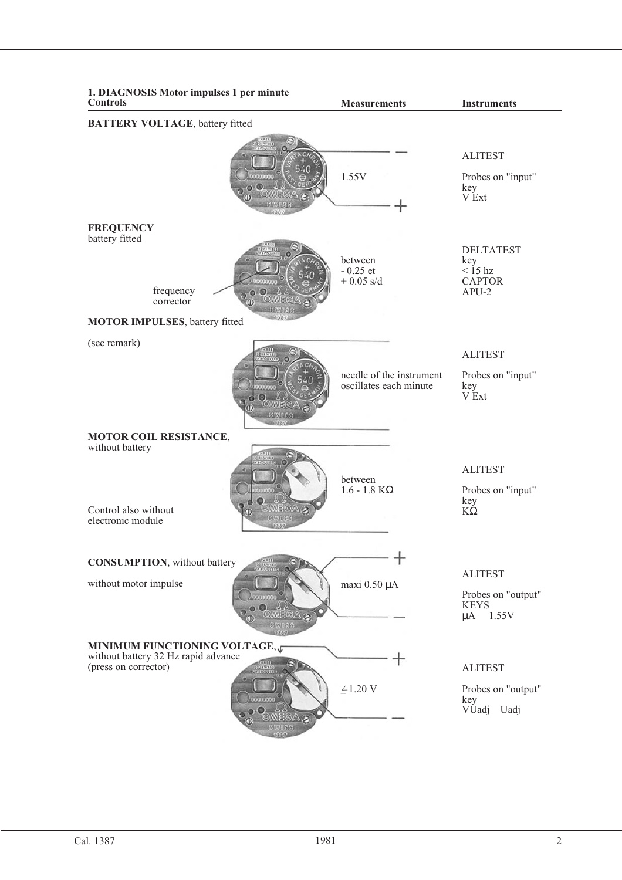## 1. DIAGNOSIS Motor impulses 1 per minute

| Controls | Measurements | Instruments |
|---|---|---|
| **BATTERY VOLTAGE**, battery fitted | 1.55V | ALITEST<br>Probes on "input"<br>key<br>V Ext |
| **FREQUENCY**<br>battery fitted<br>frequency corrector | between<br>- 0.25 et<br>+ 0.05 s/d | DELTATEST<br>key<br>< 15 hz<br>CAPTOR<br>APU-2 |
| **MOTOR IMPULSES**, battery fitted<br>(see remark) | needle of the instrument oscillates each minute | ALITEST<br>Probes on "input"<br>key<br>V Ext |
| **MOTOR COIL RESISTANCE**, without battery<br>Control also without electronic module | between<br>1.6 - 1.8 KΩ | ALITEST<br>Probes on "input"<br>key<br>KΩ |
| **CONSUMPTION**, without battery<br>without motor impulse | maxi 0.50 μA | ALITEST<br>Probes on "output"<br>KEYS<br>μA 1.55V |
| **MINIMUM FUNCTIONING VOLTAGE**, without battery 32 Hz rapid advance (press on corrector) | ≤ 1.20 V | ALITEST<br>Probes on "output"<br>key<br>VUadj Uadj |

Cal. 1387 1981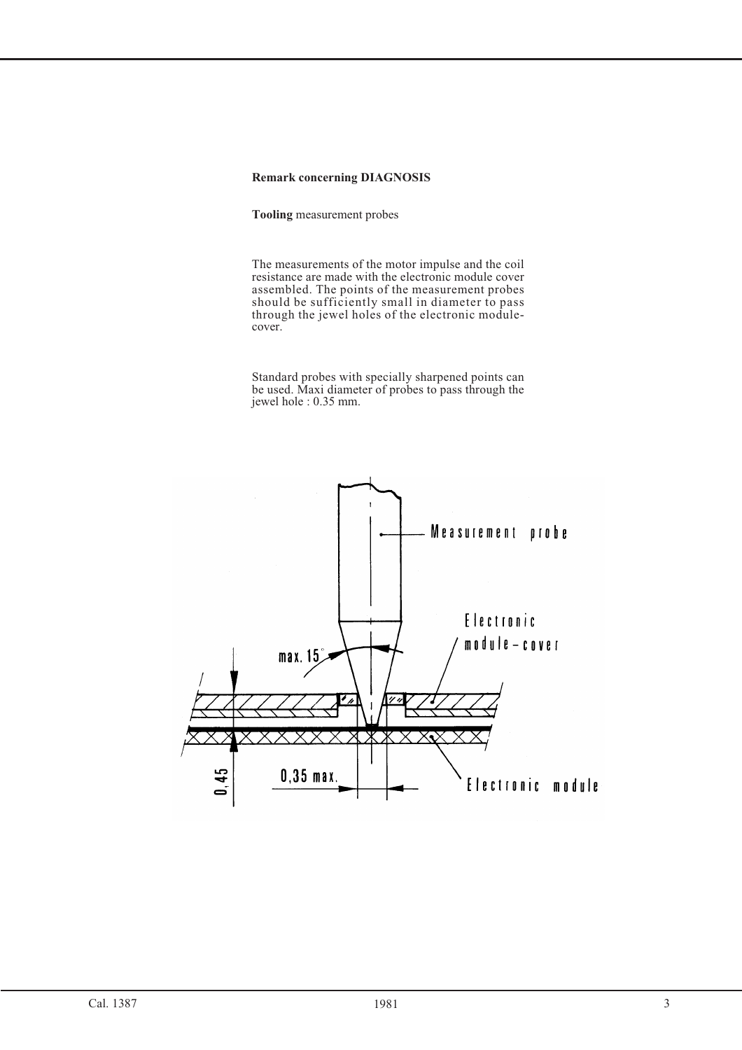**Remark concerning DIAGNOSIS**

**Tooling** measurement probes

The measurements of the motor impulse and the coil resistance are made with the electronic module cover assembled. The points of the measurement probes should be sufficiently small in diameter to pass through the jewel holes of the electronic module-cover.

Standard probes with specially sharpened points can be used. Maxi diameter of probes to pass through the jewel hole : 0.35 mm.

Measurement probe

Electronic module–cover

max. 15°

0,45

0,35 max.

Electronic module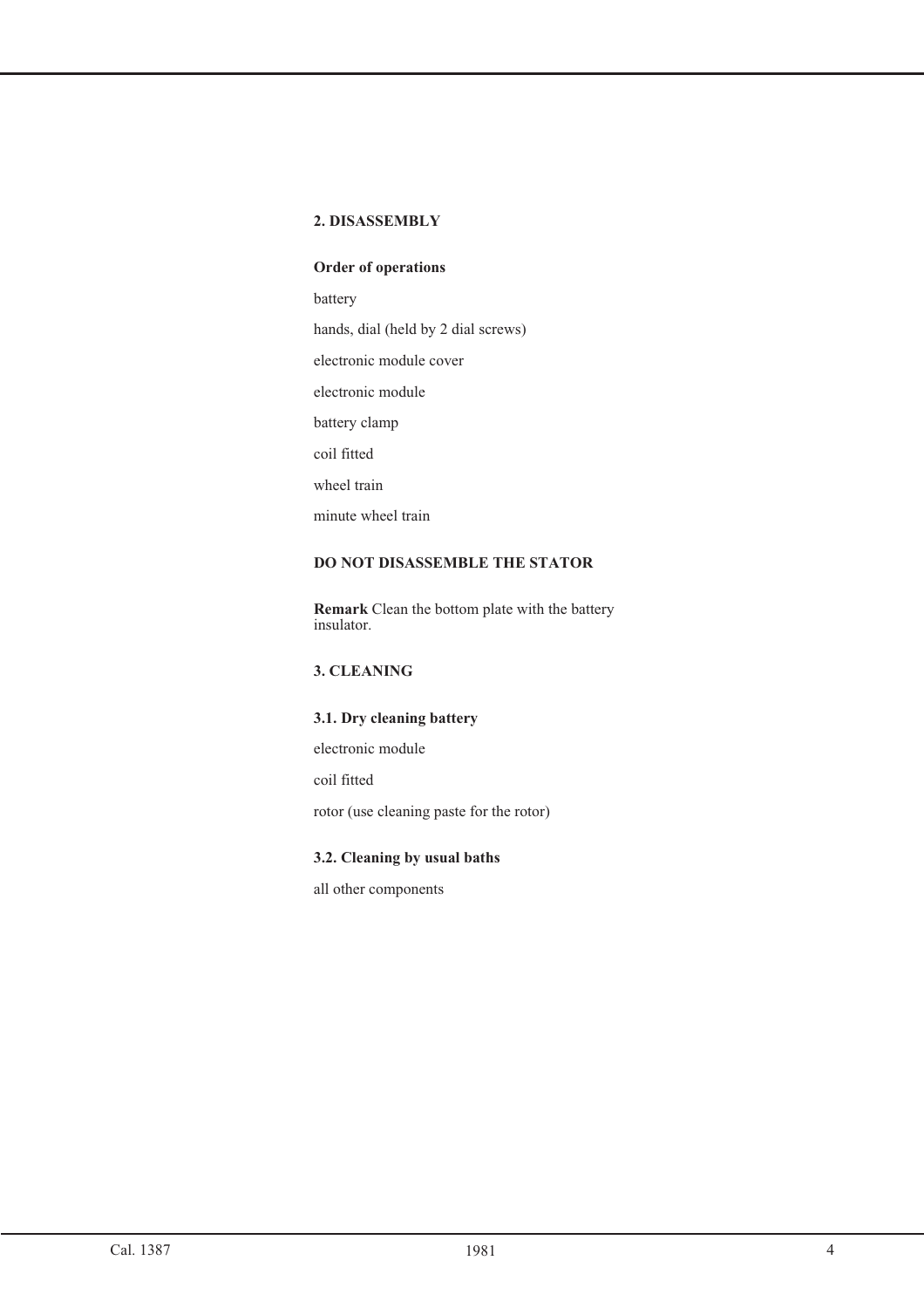## 2. DISASSEMBLY

**Order of operations**

battery

hands, dial (held by 2 dial screws)

electronic module cover

electronic module

battery clamp

coil fitted

wheel train

minute wheel train

**DO NOT DISASSEMBLE THE STATOR**

**Remark** Clean the bottom plate with the battery insulator.

## 3. CLEANING

### 3.1. Dry cleaning battery

electronic module

coil fitted

rotor (use cleaning paste for the rotor)

### 3.2. Cleaning by usual baths

all other components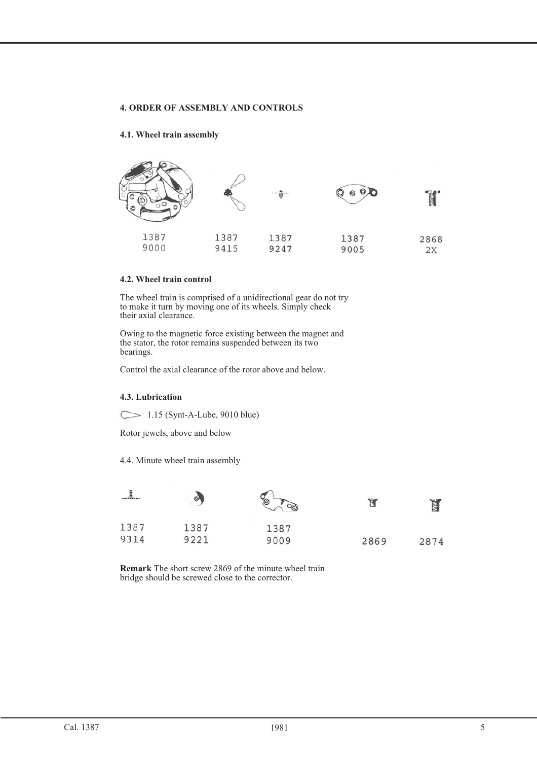### 4. ORDER OF ASSEMBLY AND CONTROLS

#### 4.1. Wheel train assembly

| 1387 9000 | 1387 9415 | 1387 9247 | 1387 9005 | 2868 2X |
|---|---|---|---|---|

#### 4.2. Wheel train control

The wheel train is comprised of a unidirectional gear do not try to make it turn by moving one of its wheels. Simply check their axial clearance.

Owing to the magnetic force existing between the magnet and the stator, the rotor remains suspended between its two bearings.

Control the axial clearance of the rotor above and below.

#### 4.3. Lubrication

1.15 (Synt-A-Lube, 9010 blue)

Rotor jewels, above and below

4.4. Minute wheel train assembly

| 1387 9314 | 1387 9221 | 1387 9009 | 2869 | 2874 |
|---|---|---|---|---|

**Remark** The short screw 2869 of the minute wheel train bridge should be screwed close to the corrector.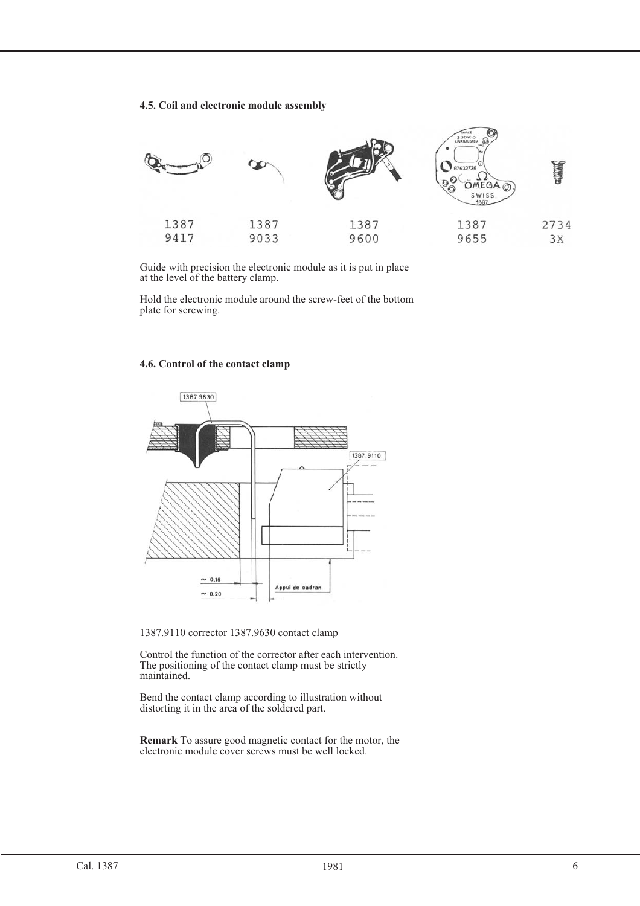#### 4.5. Coil and electronic module assembly

| 1387 9417 | 1387 9033 | 1387 9600 | 1387 9655 | 2734 3X |
|---|---|---|---|---|

Guide with precision the electronic module as it is put in place at the level of the battery clamp.

Hold the electronic module around the screw-feet of the bottom plate for screwing.

#### 4.6. Control of the contact clamp

1387.9110 corrector 1387.9630 contact clamp

Control the function of the corrector after each intervention. The positioning of the contact clamp must be strictly maintained.

Bend the contact clamp according to illustration without distorting it in the area of the soldered part.

**Remark** To assure good magnetic contact for the motor, the electronic module cover screws must be well locked.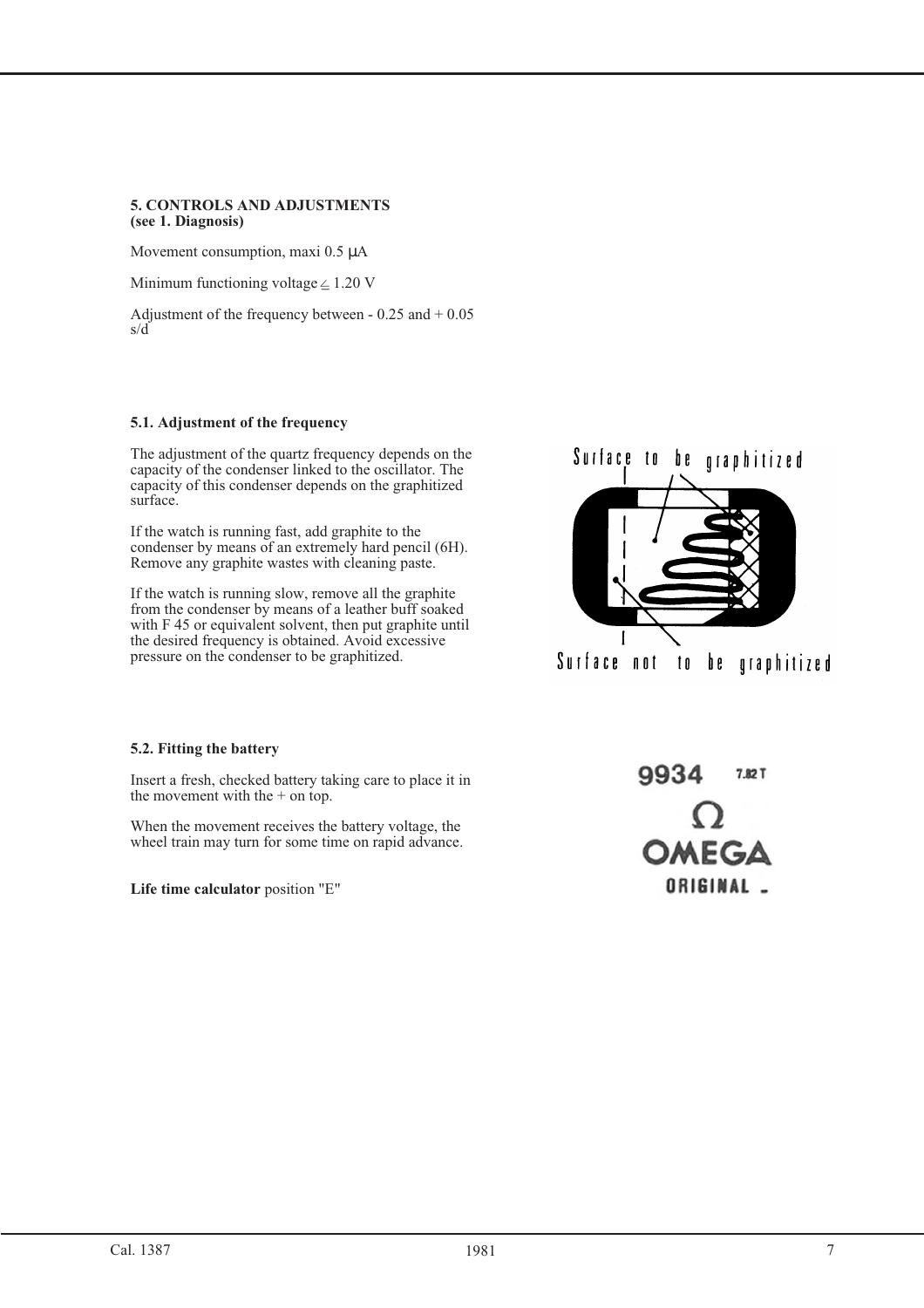**5. CONTROLS AND ADJUSTMENTS**
**(see 1. Diagnosis)**

Movement consumption, maxi 0.5 µA

Minimum functioning voltage ≤ 1.20 V

Adjustment of the frequency between - 0.25 and + 0.05 s/d

**5.1. Adjustment of the frequency**

The adjustment of the quartz frequency depends on the capacity of the condenser linked to the oscillator. The capacity of this condenser depends on the graphitized surface.

If the watch is running fast, add graphite to the condenser by means of an extremely hard pencil (6H). Remove any graphite wastes with cleaning paste.

If the watch is running slow, remove all the graphite from the condenser by means of a leather buff soaked with F 45 or equivalent solvent, then put graphite until the desired frequency is obtained. Avoid excessive pressure on the condenser to be graphitized.

Surface to be graphitized

Surface not to be graphitized

**5.2. Fitting the battery**

Insert a fresh, checked battery taking care to place it in the movement with the + on top.

When the movement receives the battery voltage, the wheel train may turn for some time on rapid advance.

**Life time calculator** position "E"

9934 7.82 T

Ω OMEGA ORIGINAL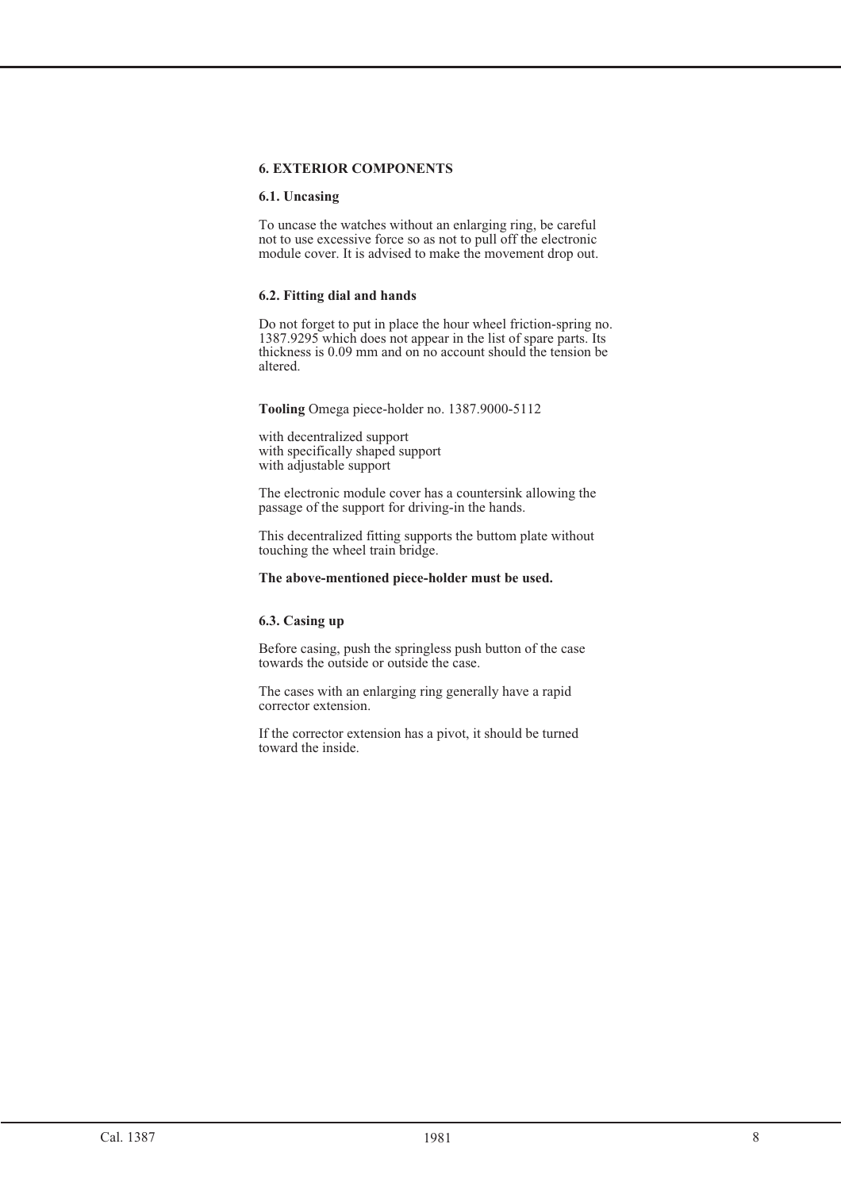## 6. EXTERIOR COMPONENTS

### 6.1. Uncasing

To uncase the watches without an enlarging ring, be careful not to use excessive force so as not to pull off the electronic module cover. It is advised to make the movement drop out.

### 6.2. Fitting dial and hands

Do not forget to put in place the hour wheel friction-spring no. 1387.9295 which does not appear in the list of spare parts. Its thickness is 0.09 mm and on no account should the tension be altered.

**Tooling** Omega piece-holder no. 1387.9000-5112

with decentralized support
with specifically shaped support
with adjustable support

The electronic module cover has a countersink allowing the passage of the support for driving-in the hands.

This decentralized fitting supports the buttom plate without touching the wheel train bridge.

**The above-mentioned piece-holder must be used.**

### 6.3. Casing up

Before casing, push the springless push button of the case towards the outside or outside the case.

The cases with an enlarging ring generally have a rapid corrector extension.

If the corrector extension has a pivot, it should be turned toward the inside.